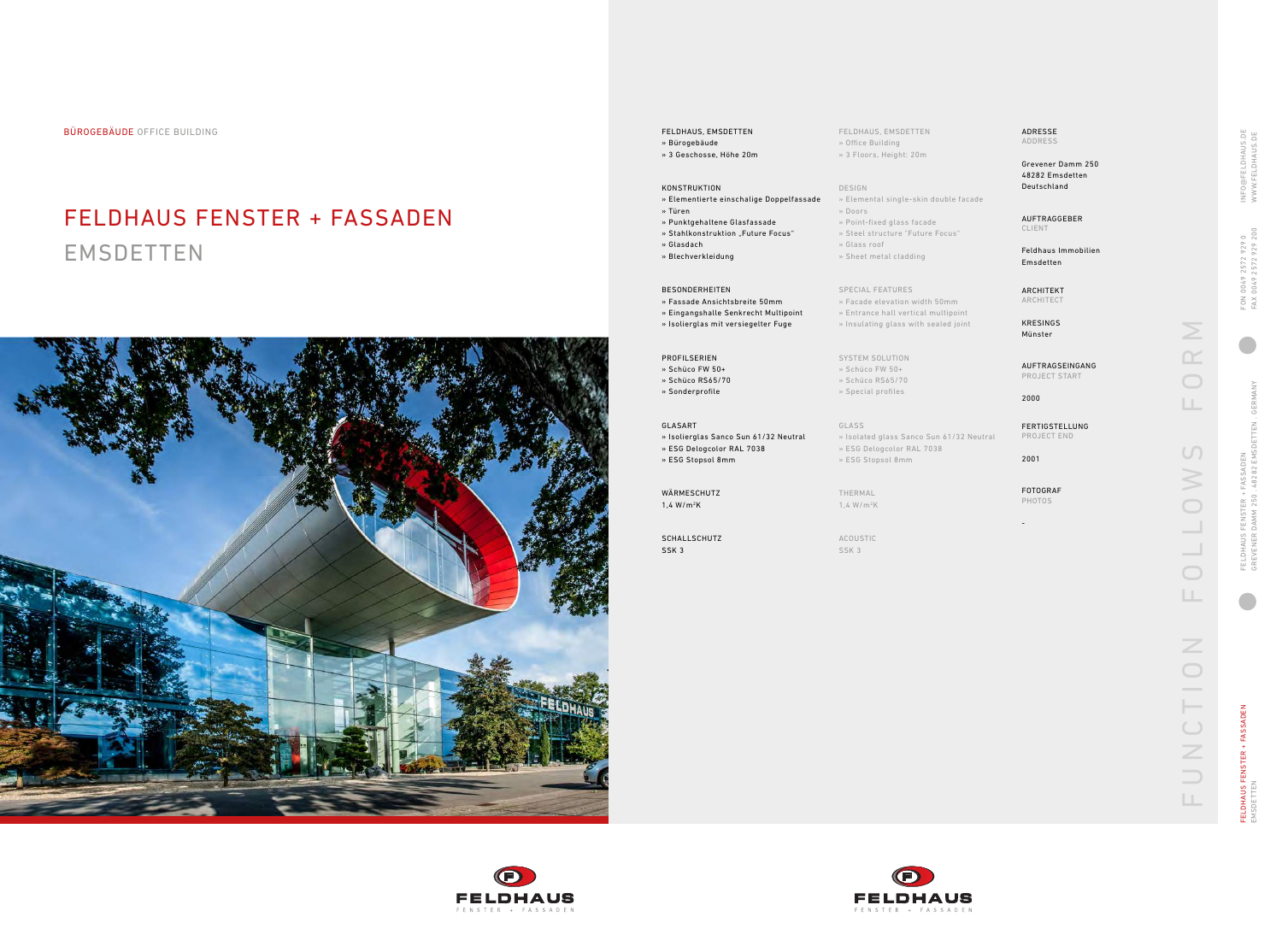BÜROGEBÄUDE OFFICE BUILDING

# FELDHAUS FENSTER + FASSADEN
## EMSDETTEN

FELDHAUS, EMSDETTEN
» Bürogebäude
» 3 Geschosse, Höhe 20m

FELDHAUS, EMSDETTEN
» Office Building
» 3 Floors, Height: 20m

KONSTRUKTION
» Elementierte einschalige Doppelfassade
» Türen
» Punktgehaltene Glasfassade
» Stahlkonstruktion „Future Focus"
» Glasdach
» Blechverkleidung

DESIGN
» Elemental single-skin double facade
» Doors
» Point-fixed glass facade
» Steel structure "Future Focus"
» Glass roof
» Sheet metal cladding

BESONDERHEITEN
» Fassade Ansichtsbreite 50mm
» Eingangshalle Senkrecht Multipoint
» Isolierglas mit versiegelter Fuge

SPECIAL FEATURES
» Facade elevation width 50mm
» Entrance hall vertical multipoint
» Insulating glass with sealed joint

PROFILSERIEN
» Schüco FW 50+
» Schüco RS65/70
» Sonderprofile

SYSTEM SOLUTION
» Schüco FW 50+
» Schüco RS65/70
» Special profiles

GLASART
» Isolierglas Sanco Sun 61/32 Neutral
» ESG Delogcolor RAL 7038
» ESG Stopsol 8mm

GLASS
» Isolated glass Sanco Sun 61/32 Neutral
» ESG Delogcolor RAL 7038
» ESG Stopsol 8mm

WÄRMESCHUTZ
1,4 W/m²K

THERMAL
1,4 W/m²K

SCHALLSCHUTZ
SSK 3

ACOUSTIC
SSK 3

ADRESSE
ADDRESS

Grevener Damm 250
48282 Emsdetten
Deutschland

AUFTRAGGEBER
CLIENT

Feldhaus Immobilien
Emsdetten

ARCHITEKT
ARCHITECT

KRESINGS
Münster

AUFTRAGSEINGANG
PROJECT START

2000

FERTIGSTELLUNG
PROJECT END

2001

FOTOGRAF
PHOTOS

-

FUNCTION FOLLOWS FORM

FELDHAUS FENSTER + FASSADEN
GREVENER DAMM 250 · 48282 EMSDETTEN · GERMANY

FON 0049 2572 929 0
FAX 0049 2572 929 200

INFO@FELDHAUS.DE
WWW.FELDHAUS.DE

FELDHAUS FENSTER + FASSADEN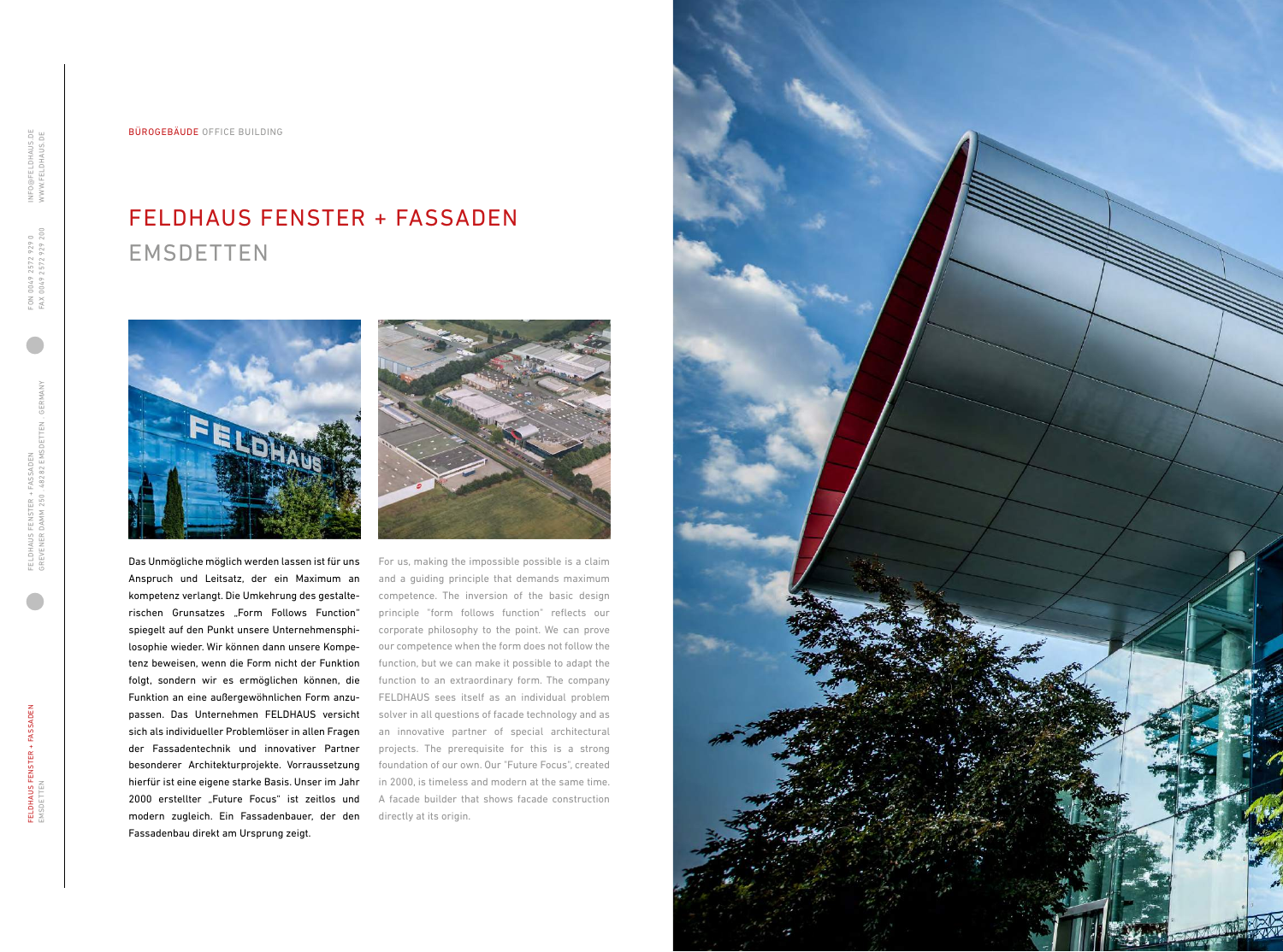BÜROGEBÄUDE OFFICE BUILDING

# FELDHAUS FENSTER + FASSADEN
## EMSDETTEN

Das Unmögliche möglich werden lassen ist für uns Anspruch und Leitsatz, der ein Maximum an kompetenz verlangt. Die Umkehrung des gestalterischen Grunsatzes „Form Follows Function" spiegelt auf den Punkt unsere Unternehmensphilosophie wieder. Wir können dann unsere Kompetenz beweisen, wenn die Form nicht der Funktion folgt, sondern wir es ermöglichen können, die Funktion an eine außergewöhnlichen Form anzupassen. Das Unternehmen FELDHAUS versicht sich als individueller Problemlöser in allen Fragen der Fassadentechnik und innovativer Partner besonderer Architekturprojekte. Vorraussetzung hierfür ist eine eigene starke Basis. Unser im Jahr 2000 erstellter „Future Focus" ist zeitlos und modern zugleich. Ein Fassadenbauer, der den Fassadenbau direkt am Ursprung zeigt.

For us, making the impossible possible is a claim and a guiding principle that demands maximum competence. The inversion of the basic design principle "form follows function" reflects our corporate philosophy to the point. We can prove our competence when the form does not follow the function, but we can make it possible to adapt the function to an extraordinary form. The company FELDHAUS sees itself as an individual problem solver in all questions of facade technology and as an innovative partner of special architectural projects. The prerequisite for this is a strong foundation of our own. Our "Future Focus", created in 2000, is timeless and modern at the same time. A facade builder that shows facade construction directly at its origin.

FELDHAUS FENSTER + FASSADEN
GREVENER DAMM 250 · 48282 EMSDETTEN · GERMANY
FON 0049 2572 929 0
FAX 0049 2572 929 200
INFO@FELDHAUS.DE
WWW.FELDHAUS.DE